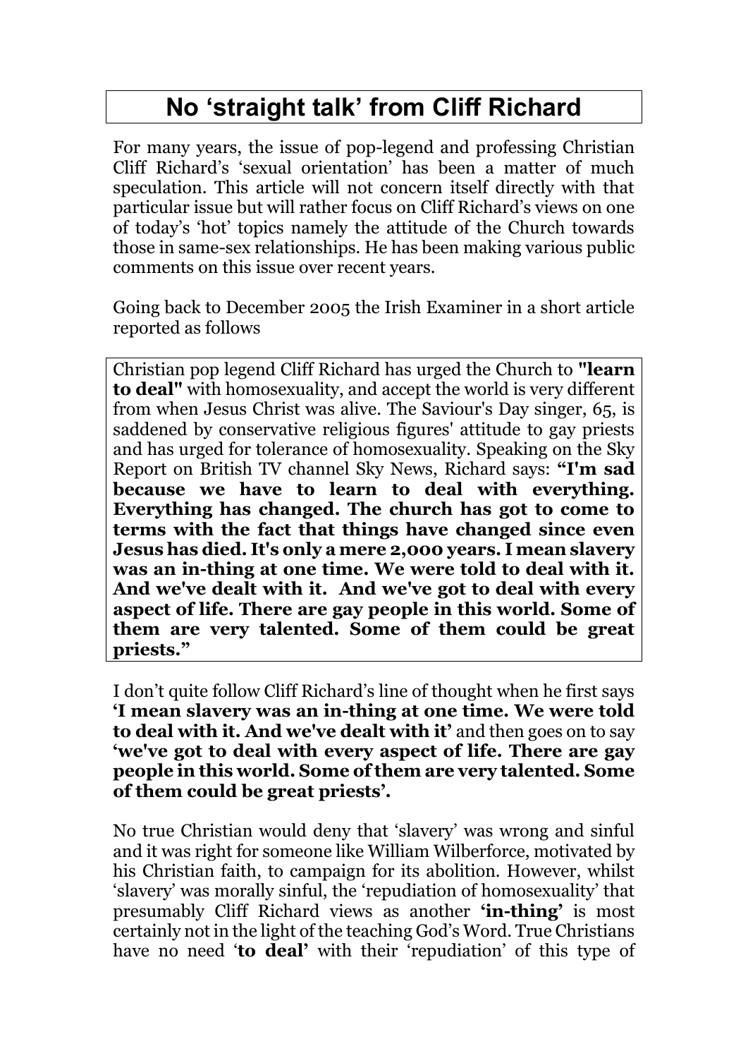# No 'straight talk' from Cliff Richard

For many years, the issue of pop-legend and professing Christian Cliff Richard's 'sexual orientation' has been a matter of much speculation. This article will not concern itself directly with that particular issue but will rather focus on Cliff Richard's views on one of today's 'hot' topics namely the attitude of the Church towards those in same-sex relationships. He has been making various public comments on this issue over recent years.

Going back to December 2005 the Irish Examiner in a short article reported as follows

> Christian pop legend Cliff Richard has urged the Church to **"learn to deal"** with homosexuality, and accept the world is very different from when Jesus Christ was alive. The Saviour's Day singer, 65, is saddened by conservative religious figures' attitude to gay priests and has urged for tolerance of homosexuality. Speaking on the Sky Report on British TV channel Sky News, Richard says: **"I'm sad because we have to learn to deal with everything. Everything has changed. The church has got to come to terms with the fact that things have changed since even Jesus has died. It's only a mere 2,000 years. I mean slavery was an in-thing at one time. We were told to deal with it. And we've dealt with it. And we've got to deal with every aspect of life. There are gay people in this world. Some of them are very talented. Some of them could be great priests."**

I don't quite follow Cliff Richard's line of thought when he first says **'I mean slavery was an in-thing at one time. We were told to deal with it. And we've dealt with it'** and then goes on to say **'we've got to deal with every aspect of life. There are gay people in this world. Some of them are very talented. Some of them could be great priests'.**

No true Christian would deny that 'slavery' was wrong and sinful and it was right for someone like William Wilberforce, motivated by his Christian faith, to campaign for its abolition. However, whilst 'slavery' was morally sinful, the 'repudiation of homosexuality' that presumably Cliff Richard views as another **'in-thing'** is most certainly not in the light of the teaching God's Word. True Christians have no need '**to deal'** with their 'repudiation' of this type of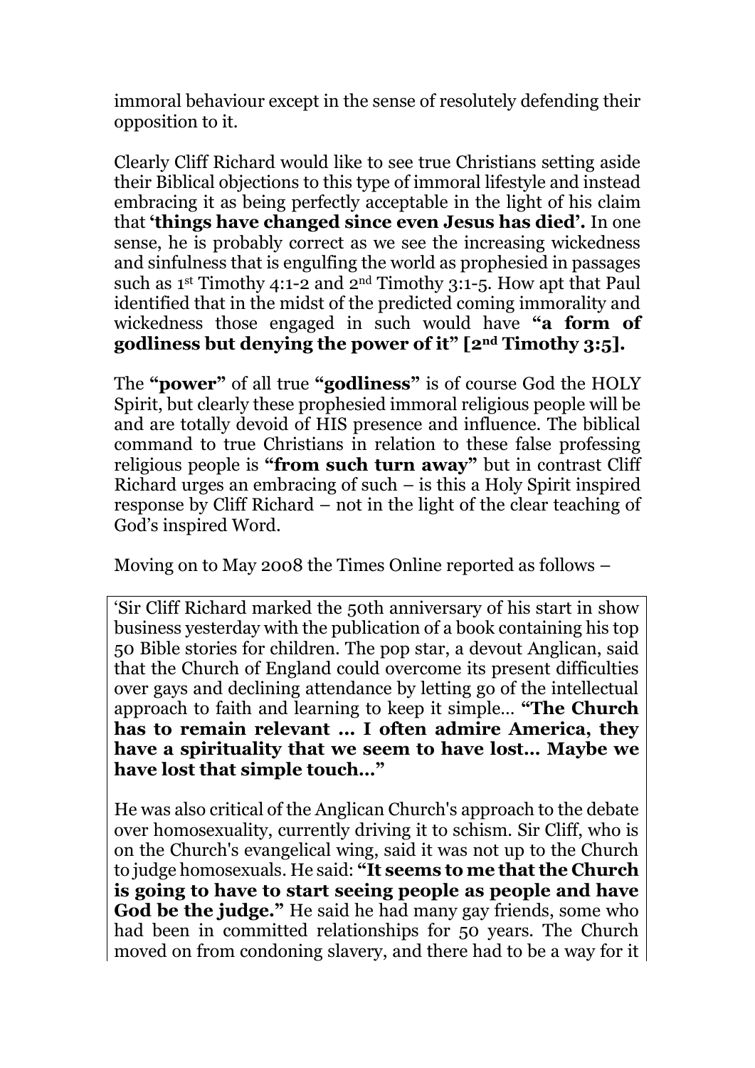immoral behaviour except in the sense of resolutely defending their opposition to it.

Clearly Cliff Richard would like to see true Christians setting aside their Biblical objections to this type of immoral lifestyle and instead embracing it as being perfectly acceptable in the light of his claim that **'things have changed since even Jesus has died'.** In one sense, he is probably correct as we see the increasing wickedness and sinfulness that is engulfing the world as prophesied in passages such as 1st Timothy 4:1-2 and 2nd Timothy 3:1-5. How apt that Paul identified that in the midst of the predicted coming immorality and wickedness those engaged in such would have **"a form of godliness but denying the power of it" [2nd Timothy 3:5].**

The **"power"** of all true **"godliness"** is of course God the HOLY Spirit, but clearly these prophesied immoral religious people will be and are totally devoid of HIS presence and influence. The biblical command to true Christians in relation to these false professing religious people is **"from such turn away"** but in contrast Cliff Richard urges an embracing of such – is this a Holy Spirit inspired response by Cliff Richard – not in the light of the clear teaching of God's inspired Word.

Moving on to May 2008 the Times Online reported as follows –

> 'Sir Cliff Richard marked the 50th anniversary of his start in show business yesterday with the publication of a book containing his top 50 Bible stories for children. The pop star, a devout Anglican, said that the Church of England could overcome its present difficulties over gays and declining attendance by letting go of the intellectual approach to faith and learning to keep it simple… **"The Church has to remain relevant … I often admire America, they have a spirituality that we seem to have lost… Maybe we have lost that simple touch…"**
>
> He was also critical of the Anglican Church's approach to the debate over homosexuality, currently driving it to schism. Sir Cliff, who is on the Church's evangelical wing, said it was not up to the Church to judge homosexuals. He said: **"It seems to me that the Church is going to have to start seeing people as people and have God be the judge."** He said he had many gay friends, some who had been in committed relationships for 50 years. The Church moved on from condoning slavery, and there had to be a way for it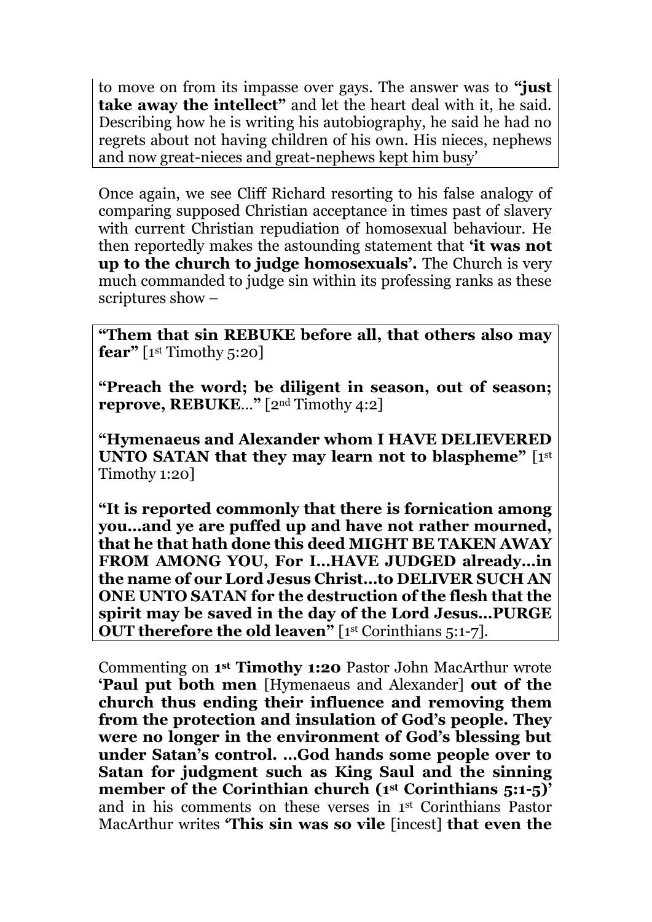to move on from its impasse over gays. The answer was to **"just take away the intellect"** and let the heart deal with it, he said. Describing how he is writing his autobiography, he said he had no regrets about not having children of his own. His nieces, nephews and now great-nieces and great-nephews kept him busy'

Once again, we see Cliff Richard resorting to his false analogy of comparing supposed Christian acceptance in times past of slavery with current Christian repudiation of homosexual behaviour. He then reportedly makes the astounding statement that **'it was not up to the church to judge homosexuals'.** The Church is very much commanded to judge sin within its professing ranks as these scriptures show –

**"Them that sin REBUKE before all, that others also may fear"** [1st Timothy 5:20]

**"Preach the word; be diligent in season, out of season; reprove, REBUKE…"** [2nd Timothy 4:2]

**"Hymenaeus and Alexander whom I HAVE DELIEVERED UNTO SATAN that they may learn not to blaspheme"** [1st Timothy 1:20]

**"It is reported commonly that there is fornication among you…and ye are puffed up and have not rather mourned, that he that hath done this deed MIGHT BE TAKEN AWAY FROM AMONG YOU, For I…HAVE JUDGED already…in the name of our Lord Jesus Christ…to DELIVER SUCH AN ONE UNTO SATAN for the destruction of the flesh that the spirit may be saved in the day of the Lord Jesus…PURGE OUT therefore the old leaven"** [1st Corinthians 5:1-7].

Commenting on **1st Timothy 1:20** Pastor John MacArthur wrote **'Paul put both men** [Hymenaeus and Alexander] **out of the church thus ending their influence and removing them from the protection and insulation of God's people. They were no longer in the environment of God's blessing but under Satan's control. …God hands some people over to Satan for judgment such as King Saul and the sinning member of the Corinthian church (1st Corinthians 5:1-5)'** and in his comments on these verses in 1st Corinthians Pastor MacArthur writes **'This sin was so vile** [incest] **that even the**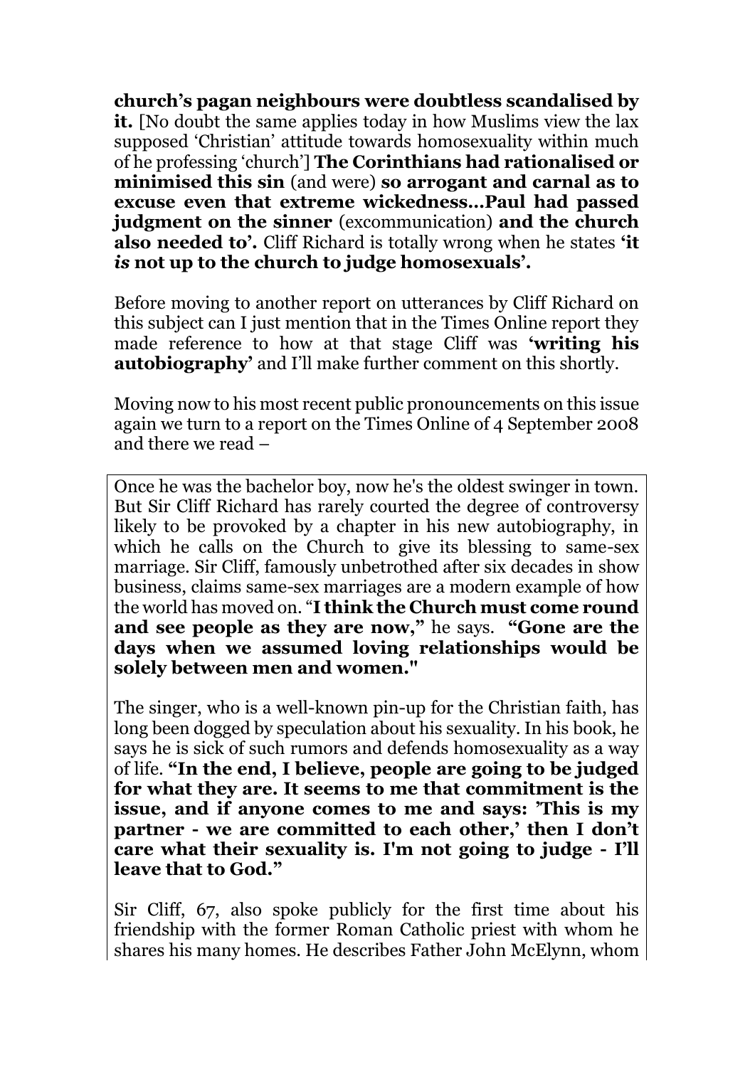**church's pagan neighbours were doubtless scandalised by it.** [No doubt the same applies today in how Muslims view the lax supposed 'Christian' attitude towards homosexuality within much of he professing 'church'] **The Corinthians had rationalised or minimised this sin** (and were) **so arrogant and carnal as to excuse even that extreme wickedness…Paul had passed judgment on the sinner** (excommunication) **and the church also needed to'.** Cliff Richard is totally wrong when he states **'it** ***is*** **not up to the church to judge homosexuals'.**

Before moving to another report on utterances by Cliff Richard on this subject can I just mention that in the Times Online report they made reference to how at that stage Cliff was **'writing his autobiography'** and I'll make further comment on this shortly.

Moving now to his most recent public pronouncements on this issue again we turn to a report on the Times Online of 4 September 2008 and there we read –

> Once he was the bachelor boy, now he's the oldest swinger in town. But Sir Cliff Richard has rarely courted the degree of controversy likely to be provoked by a chapter in his new autobiography, in which he calls on the Church to give its blessing to same-sex marriage. Sir Cliff, famously unbetrothed after six decades in show business, claims same-sex marriages are a modern example of how the world has moved on. "**I think the Church must come round and see people as they are now,"** he says. **"Gone are the days when we assumed loving relationships would be solely between men and women."**
>
> The singer, who is a well-known pin-up for the Christian faith, has long been dogged by speculation about his sexuality. In his book, he says he is sick of such rumors and defends homosexuality as a way of life. **"In the end, I believe, people are going to be judged for what they are. It seems to me that commitment is the issue, and if anyone comes to me and says: 'This is my partner - we are committed to each other,' then I don't care what their sexuality is. I'm not going to judge - I'll leave that to God."**
>
> Sir Cliff, 67, also spoke publicly for the first time about his friendship with the former Roman Catholic priest with whom he shares his many homes. He describes Father John McElynn, whom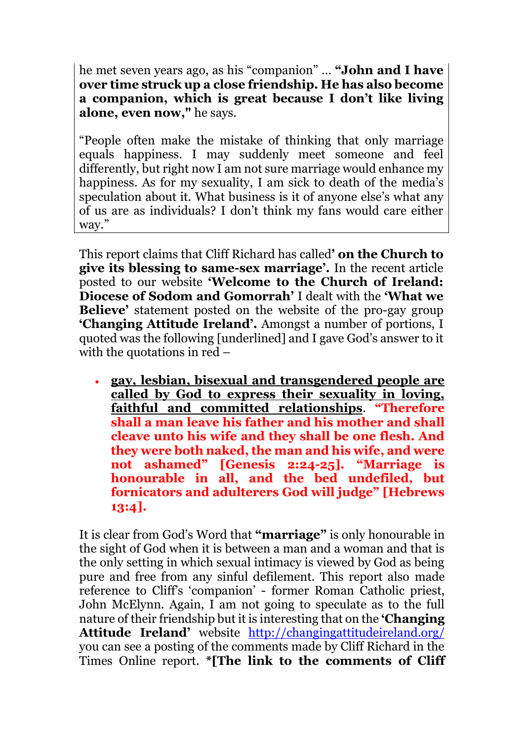he met seven years ago, as his "companion" … **"John and I have over time struck up a close friendship. He has also become a companion, which is great because I don't like living alone, even now,"** he says.

"People often make the mistake of thinking that only marriage equals happiness. I may suddenly meet someone and feel differently, but right now I am not sure marriage would enhance my happiness. As for my sexuality, I am sick to death of the media's speculation about it. What business is it of anyone else's what any of us are as individuals? I don't think my fans would care either way."

This report claims that Cliff Richard has called**' on the Church to give its blessing to same-sex marriage'.** In the recent article posted to our website **'Welcome to the Church of Ireland: Diocese of Sodom and Gomorrah'** I dealt with the **'What we Believe'** statement posted on the website of the pro-gay group **'Changing Attitude Ireland'.** Amongst a number of portions, I quoted was the following [underlined] and I gave God's answer to it with the quotations in red –

- <u>**gay, lesbian, bisexual and transgendered people are called by God to express their sexuality in loving, faithful and committed relationships**</u>. **"Therefore shall a man leave his father and his mother and shall cleave unto his wife and they shall be one flesh. And they were both naked, the man and his wife, and were not ashamed" [Genesis 2:24-25]. "Marriage is honourable in all, and the bed undefiled, but fornicators and adulterers God will judge" [Hebrews 13:4].**

It is clear from God's Word that **"marriage"** is only honourable in the sight of God when it is between a man and a woman and that is the only setting in which sexual intimacy is viewed by God as being pure and free from any sinful defilement. This report also made reference to Cliff's 'companion' - former Roman Catholic priest, John McElynn. Again, I am not going to speculate as to the full nature of their friendship but it is interesting that on the **'Changing Attitude Ireland'** website http://changingattitudeireland.org/ you can see a posting of the comments made by Cliff Richard in the Times Online report. ***[The link to the comments of Cliff**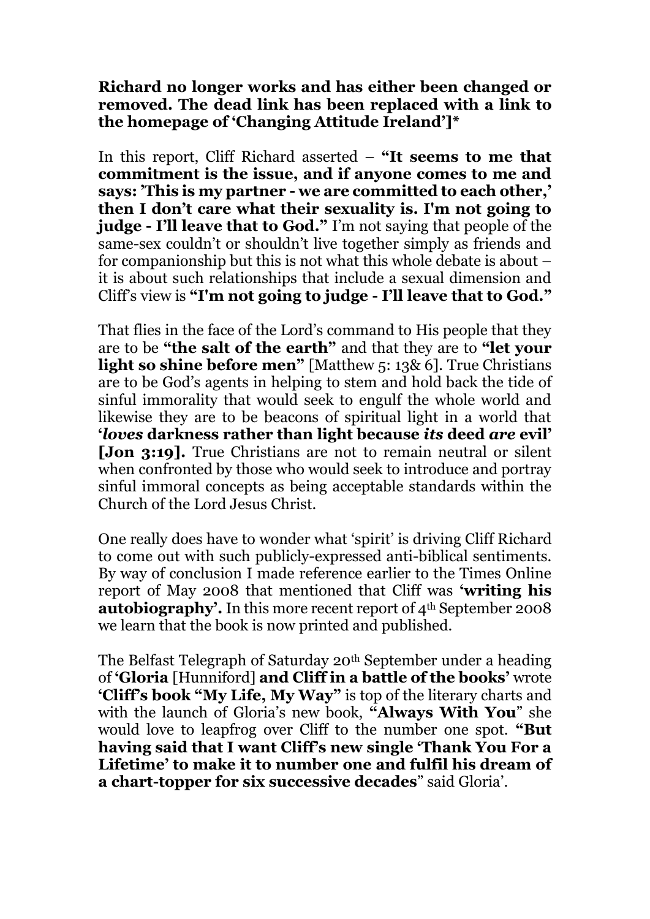**Richard no longer works and has either been changed or removed. The dead link has been replaced with a link to the homepage of 'Changing Attitude Ireland']***

In this report, Cliff Richard asserted – **"It seems to me that commitment is the issue, and if anyone comes to me and says: 'This is my partner - we are committed to each other,' then I don't care what their sexuality is. I'm not going to judge - I'll leave that to God."** I'm not saying that people of the same-sex couldn't or shouldn't live together simply as friends and for companionship but this is not what this whole debate is about – it is about such relationships that include a sexual dimension and Cliff's view is **"I'm not going to judge - I'll leave that to God."**

That flies in the face of the Lord's command to His people that they are to be **"the salt of the earth"** and that they are to **"let your light so shine before men"** [Matthew 5: 13& 6]. True Christians are to be God's agents in helping to stem and hold back the tide of sinful immorality that would seek to engulf the whole world and likewise they are to be beacons of spiritual light in a world that **'*loves* darkness rather than light because *its* deed *are* evil' [Jon 3:19].** True Christians are not to remain neutral or silent when confronted by those who would seek to introduce and portray sinful immoral concepts as being acceptable standards within the Church of the Lord Jesus Christ.

One really does have to wonder what 'spirit' is driving Cliff Richard to come out with such publicly-expressed anti-biblical sentiments. By way of conclusion I made reference earlier to the Times Online report of May 2008 that mentioned that Cliff was **'writing his autobiography'.** In this more recent report of 4th September 2008 we learn that the book is now printed and published.

The Belfast Telegraph of Saturday 20th September under a heading of **'Gloria** [Hunniford] **and Cliff in a battle of the books'** wrote **'Cliff's book "My Life, My Way"** is top of the literary charts and with the launch of Gloria's new book, **"Always With You"** she would love to leapfrog over Cliff to the number one spot. **"But having said that I want Cliff's new single 'Thank You For a Lifetime' to make it to number one and fulfil his dream of a chart-topper for six successive decades**" said Gloria'.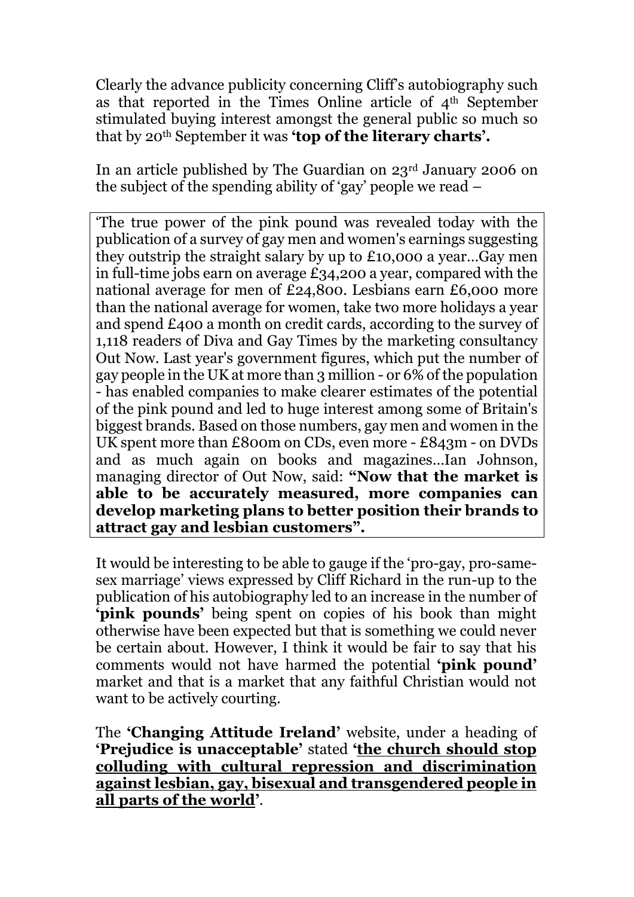Clearly the advance publicity concerning Cliff's autobiography such as that reported in the Times Online article of 4th September stimulated buying interest amongst the general public so much so that by 20th September it was **'top of the literary charts'.**

In an article published by The Guardian on 23rd January 2006 on the subject of the spending ability of 'gay' people we read –

> 'The true power of the pink pound was revealed today with the publication of a survey of gay men and women's earnings suggesting they outstrip the straight salary by up to £10,000 a year…Gay men in full-time jobs earn on average £34,200 a year, compared with the national average for men of £24,800. Lesbians earn £6,000 more than the national average for women, take two more holidays a year and spend £400 a month on credit cards, according to the survey of 1,118 readers of Diva and Gay Times by the marketing consultancy Out Now. Last year's government figures, which put the number of gay people in the UK at more than 3 million - or 6% of the population - has enabled companies to make clearer estimates of the potential of the pink pound and led to huge interest among some of Britain's biggest brands. Based on those numbers, gay men and women in the UK spent more than £800m on CDs, even more - £843m - on DVDs and as much again on books and magazines…Ian Johnson, managing director of Out Now, said: **"Now that the market is able to be accurately measured, more companies can develop marketing plans to better position their brands to attract gay and lesbian customers".**

It would be interesting to be able to gauge if the 'pro-gay, pro-same-sex marriage' views expressed by Cliff Richard in the run-up to the publication of his autobiography led to an increase in the number of **'pink pounds'** being spent on copies of his book than might otherwise have been expected but that is something we could never be certain about. However, I think it would be fair to say that his comments would not have harmed the potential **'pink pound'** market and that is a market that any faithful Christian would not want to be actively courting.

The **'Changing Attitude Ireland'** website, under a heading of **'Prejudice is unacceptable'** stated **'<u>the church should stop colluding with cultural repression and discrimination against lesbian, gay, bisexual and transgendered people in all parts of the world</u>'**.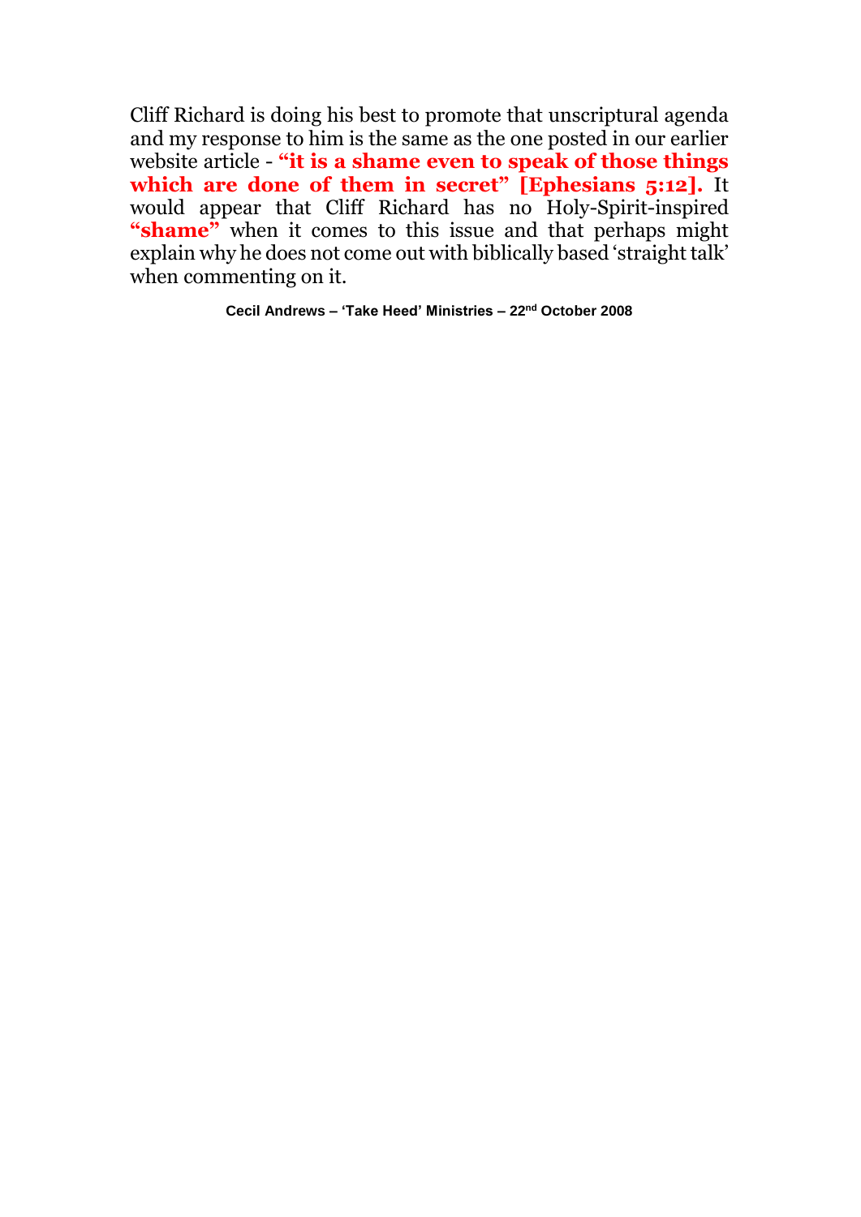Cliff Richard is doing his best to promote that unscriptural agenda and my response to him is the same as the one posted in our earlier website article - **"it is a shame even to speak of those things which are done of them in secret" [Ephesians 5:12].** It would appear that Cliff Richard has no Holy-Spirit-inspired **"shame"** when it comes to this issue and that perhaps might explain why he does not come out with biblically based 'straight talk' when commenting on it.

**Cecil Andrews – 'Take Heed' Ministries – 22nd October 2008**